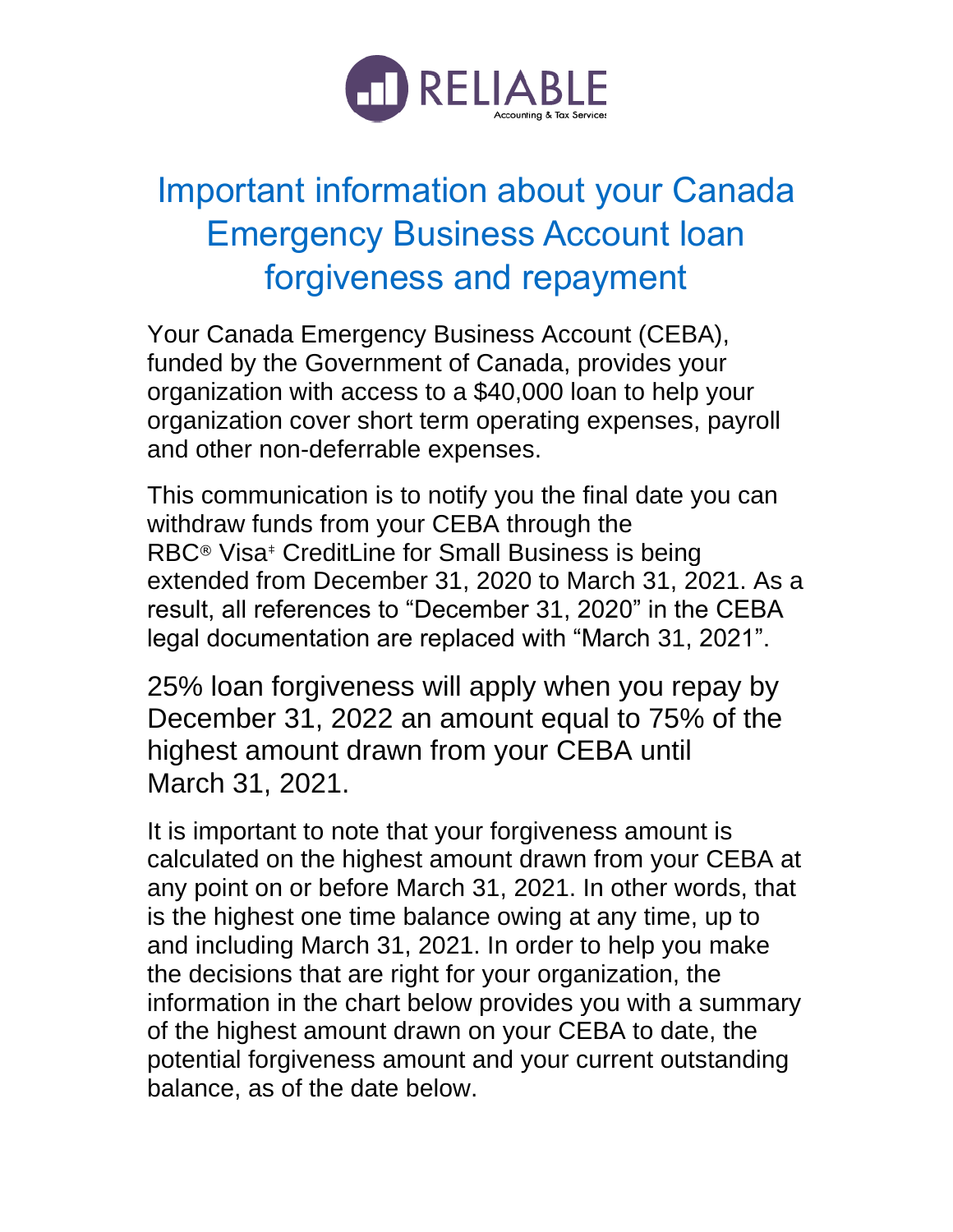RELIABLE
Accounting & Tax Services

# Important information about your Canada Emergency Business Account loan forgiveness and repayment

Your Canada Emergency Business Account (CEBA), funded by the Government of Canada, provides your organization with access to a $40,000 loan to help your organization cover short term operating expenses, payroll and other non-deferrable expenses.

This communication is to notify you the final date you can withdraw funds from your CEBA through the RBC® Visa‡ CreditLine for Small Business is being extended from December 31, 2020 to March 31, 2021. As a result, all references to "December 31, 2020" in the CEBA legal documentation are replaced with "March 31, 2021".

25% loan forgiveness will apply when you repay by December 31, 2022 an amount equal to 75% of the highest amount drawn from your CEBA until March 31, 2021.

It is important to note that your forgiveness amount is calculated on the highest amount drawn from your CEBA at any point on or before March 31, 2021. In other words, that is the highest one time balance owing at any time, up to and including March 31, 2021. In order to help you make the decisions that are right for your organization, the information in the chart below provides you with a summary of the highest amount drawn on your CEBA to date, the potential forgiveness amount and your current outstanding balance, as of the date below.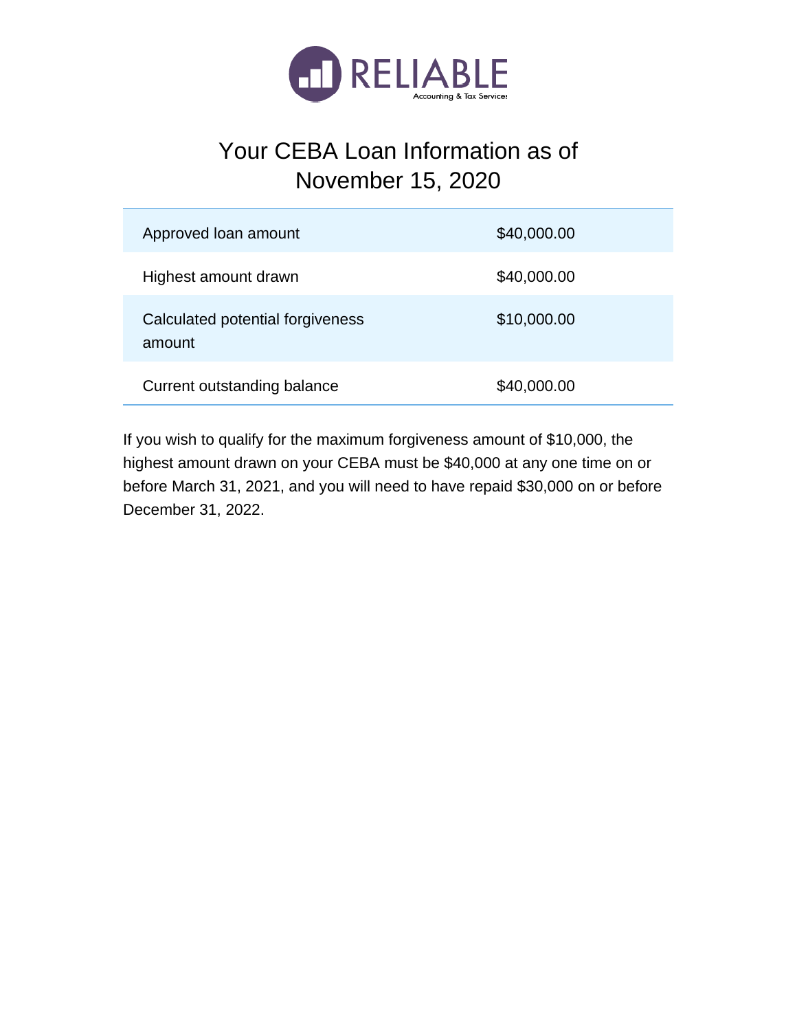RELIABLE

Accounting & Tax Services

# Your CEBA Loan Information as of November 15, 2020

| | |
|---|---|
| Approved loan amount | $40,000.00 |
| Highest amount drawn | $40,000.00 |
| Calculated potential forgiveness amount | $10,000.00 |
| Current outstanding balance | $40,000.00 |

If you wish to qualify for the maximum forgiveness amount of $10,000, the highest amount drawn on your CEBA must be $40,000 at any one time on or before March 31, 2021, and you will need to have repaid $30,000 on or before December 31, 2022.